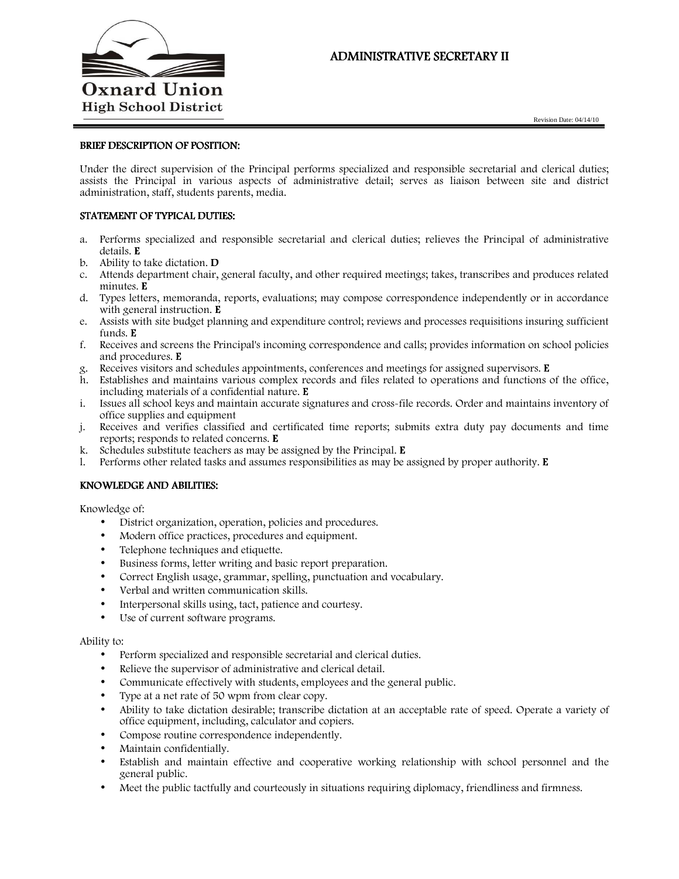Oxnard Union High School District

# ADMINISTRATIVE SECRETARY II

Revision Date: 04/14/10

## BRIEF DESCRIPTION OF POSITION:

Under the direct supervision of the Principal performs specialized and responsible secretarial and clerical duties; assists the Principal in various aspects of administrative detail; serves as liaison between site and district administration, staff, students parents, media.

## STATEMENT OF TYPICAL DUTIES:

a. Performs specialized and responsible secretarial and clerical duties; relieves the Principal of administrative details. **E**
b. Ability to take dictation. **D**
c. Attends department chair, general faculty, and other required meetings; takes, transcribes and produces related minutes. **E**
d. Types letters, memoranda, reports, evaluations; may compose correspondence independently or in accordance with general instruction. **E**
e. Assists with site budget planning and expenditure control; reviews and processes requisitions insuring sufficient funds. **E**
f. Receives and screens the Principal's incoming correspondence and calls; provides information on school policies and procedures. **E**
g. Receives visitors and schedules appointments, conferences and meetings for assigned supervisors. **E**
h. Establishes and maintains various complex records and files related to operations and functions of the office, including materials of a confidential nature. **E**
i. Issues all school keys and maintain accurate signatures and cross-file records. Order and maintains inventory of office supplies and equipment
j. Receives and verifies classified and certificated time reports; submits extra duty pay documents and time reports; responds to related concerns. **E**
k. Schedules substitute teachers as may be assigned by the Principal. **E**
l. Performs other related tasks and assumes responsibilities as may be assigned by proper authority. **E**

## KNOWLEDGE AND ABILITIES:

Knowledge of:

- District organization, operation, policies and procedures.
- Modern office practices, procedures and equipment.
- Telephone techniques and etiquette.
- Business forms, letter writing and basic report preparation.
- Correct English usage, grammar, spelling, punctuation and vocabulary.
- Verbal and written communication skills.
- Interpersonal skills using, tact, patience and courtesy.
- Use of current software programs.

Ability to:

- Perform specialized and responsible secretarial and clerical duties.
- Relieve the supervisor of administrative and clerical detail.
- Communicate effectively with students, employees and the general public.
- Type at a net rate of 50 wpm from clear copy.
- Ability to take dictation desirable; transcribe dictation at an acceptable rate of speed. Operate a variety of office equipment, including, calculator and copiers.
- Compose routine correspondence independently.
- Maintain confidentially.
- Establish and maintain effective and cooperative working relationship with school personnel and the general public.
- Meet the public tactfully and courteously in situations requiring diplomacy, friendliness and firmness.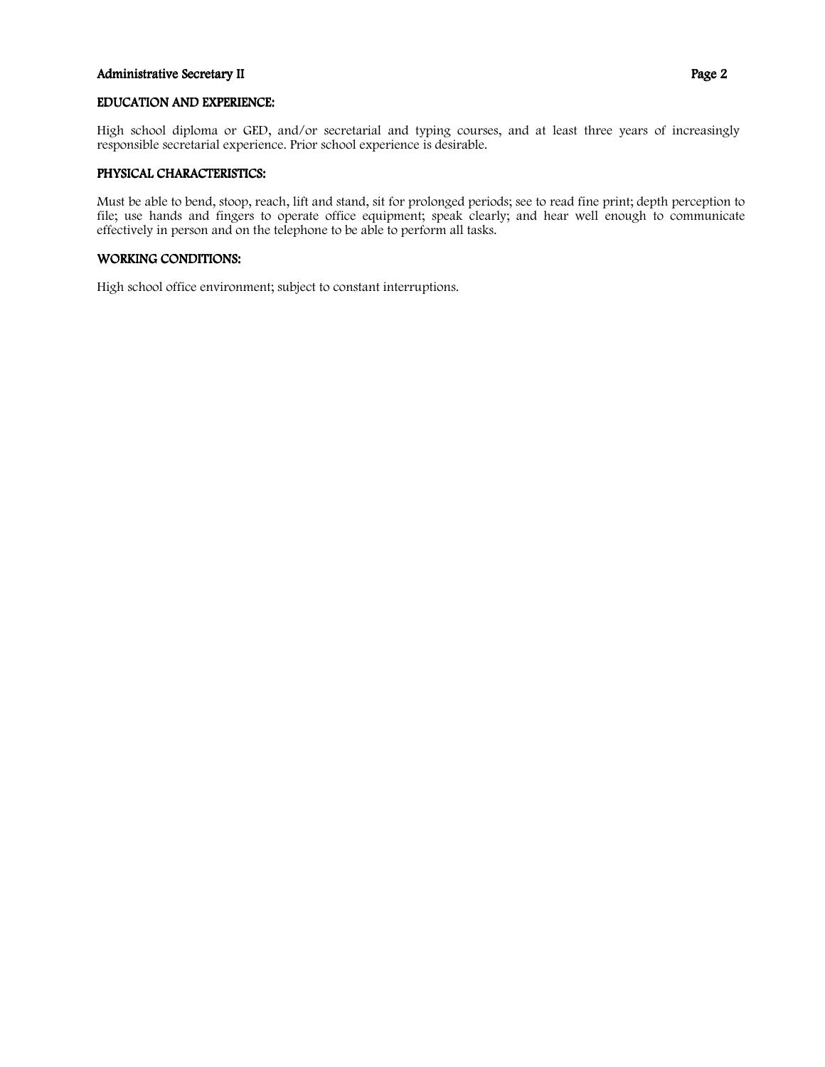## EDUCATION AND EXPERIENCE:

High school diploma or GED, and/or secretarial and typing courses, and at least three years of increasingly responsible secretarial experience. Prior school experience is desirable.

## PHYSICAL CHARACTERISTICS:

Must be able to bend, stoop, reach, lift and stand, sit for prolonged periods; see to read fine print; depth perception to file; use hands and fingers to operate office equipment; speak clearly; and hear well enough to communicate effectively in person and on the telephone to be able to perform all tasks.

## WORKING CONDITIONS:

High school office environment; subject to constant interruptions.